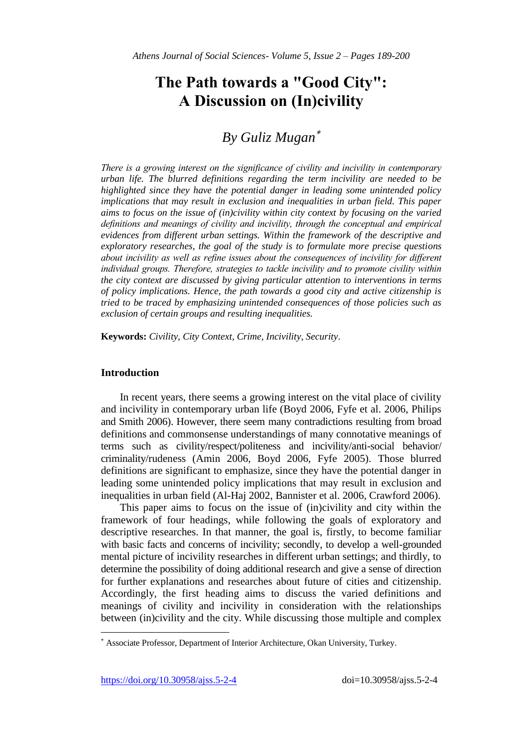# The Path towards a "Good City": A Discussion on (In)civility

## *By Guliz Mugan*[*]

*There is a growing interest on the significance of civility and incivility in contemporary urban life. The blurred definitions regarding the term incivility are needed to be highlighted since they have the potential danger in leading some unintended policy implications that may result in exclusion and inequalities in urban field. This paper aims to focus on the issue of (in)civility within city context by focusing on the varied definitions and meanings of civility and incivility, through the conceptual and empirical evidences from different urban settings. Within the framework of the descriptive and exploratory researches, the goal of the study is to formulate more precise questions about incivility as well as refine issues about the consequences of incivility for different individual groups. Therefore, strategies to tackle incivility and to promote civility within the city context are discussed by giving particular attention to interventions in terms of policy implications. Hence, the path towards a good city and active citizenship is tried to be traced by emphasizing unintended consequences of those policies such as exclusion of certain groups and resulting inequalities.*

**Keywords:** *Civility, City Context, Crime, Incivility, Security*.

### Introduction

In recent years, there seems a growing interest on the vital place of civility and incivility in contemporary urban life (Boyd 2006, Fyfe et al. 2006, Philips and Smith 2006). However, there seem many contradictions resulting from broad definitions and commonsense understandings of many connotative meanings of terms such as civility/respect/politeness and incivility/anti-social behavior/criminality/rudeness (Amin 2006, Boyd 2006, Fyfe 2005). Those blurred definitions are significant to emphasize, since they have the potential danger in leading some unintended policy implications that may result in exclusion and inequalities in urban field (Al-Haj 2002, Bannister et al. 2006, Crawford 2006).

This paper aims to focus on the issue of (in)civility and city within the framework of four headings, while following the goals of exploratory and descriptive researches. In that manner, the goal is, firstly, to become familiar with basic facts and concerns of incivility; secondly, to develop a well-grounded mental picture of incivility researches in different urban settings; and thirdly, to determine the possibility of doing additional research and give a sense of direction for further explanations and researches about future of cities and citizenship. Accordingly, the first heading aims to discuss the varied definitions and meanings of civility and incivility in consideration with the relationships between (in)civility and the city. While discussing those multiple and complex

---

[*] Associate Professor, Department of Interior Architecture, Okan University, Turkey.

https://doi.org/10.30958/ajss.5-2-4 doi=10.30958/ajss.5-2-4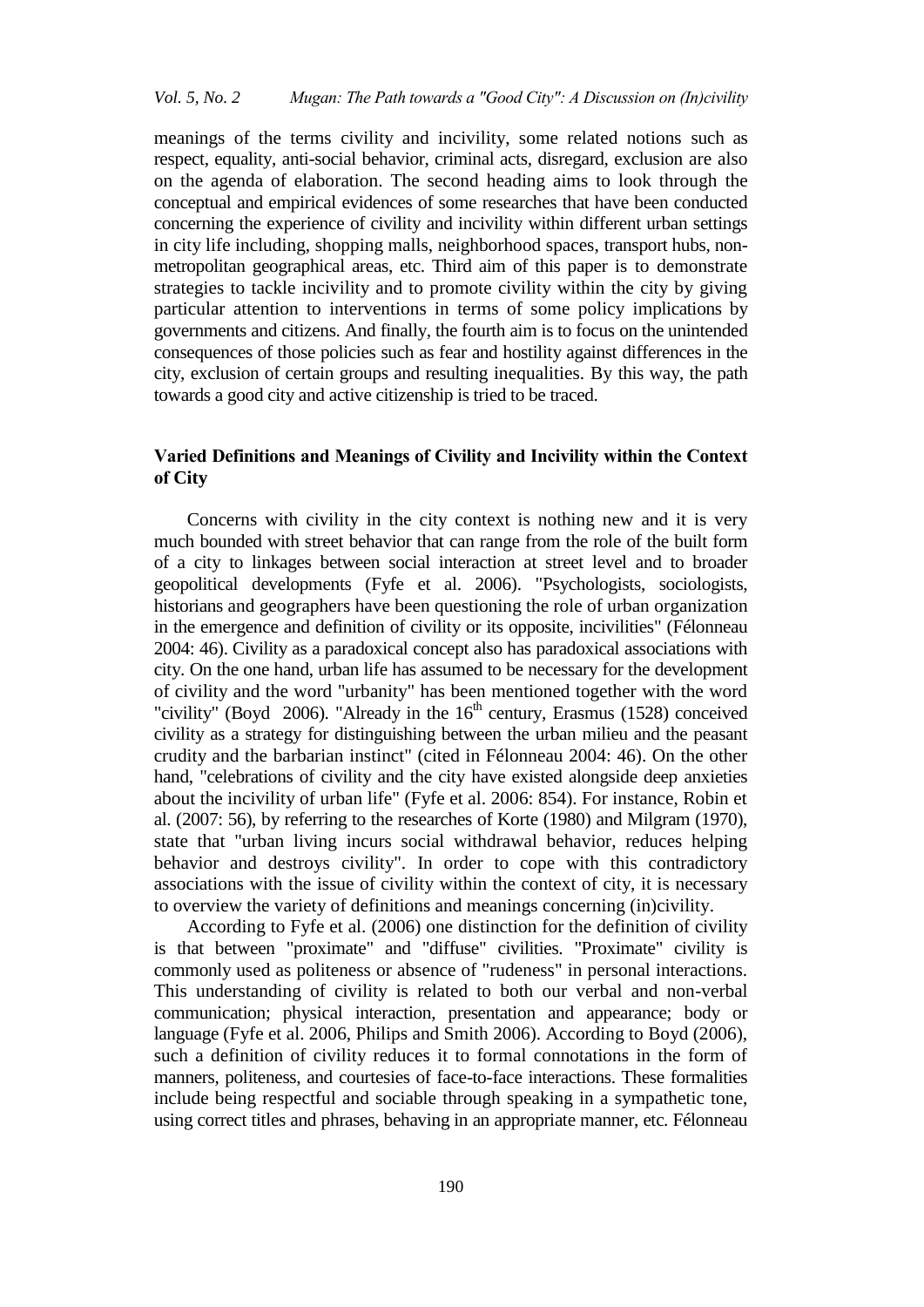meanings of the terms civility and incivility, some related notions such as respect, equality, anti-social behavior, criminal acts, disregard, exclusion are also on the agenda of elaboration. The second heading aims to look through the conceptual and empirical evidences of some researches that have been conducted concerning the experience of civility and incivility within different urban settings in city life including, shopping malls, neighborhood spaces, transport hubs, non-metropolitan geographical areas, etc. Third aim of this paper is to demonstrate strategies to tackle incivility and to promote civility within the city by giving particular attention to interventions in terms of some policy implications by governments and citizens. And finally, the fourth aim is to focus on the unintended consequences of those policies such as fear and hostility against differences in the city, exclusion of certain groups and resulting inequalities. By this way, the path towards a good city and active citizenship is tried to be traced.

## Varied Definitions and Meanings of Civility and Incivility within the Context of City

Concerns with civility in the city context is nothing new and it is very much bounded with street behavior that can range from the role of the built form of a city to linkages between social interaction at street level and to broader geopolitical developments (Fyfe et al. 2006). "Psychologists, sociologists, historians and geographers have been questioning the role of urban organization in the emergence and definition of civility or its opposite, incivilities" (Félonneau 2004: 46). Civility as a paradoxical concept also has paradoxical associations with city. On the one hand, urban life has assumed to be necessary for the development of civility and the word "urbanity" has been mentioned together with the word "civility" (Boyd 2006). "Already in the 16th century, Erasmus (1528) conceived civility as a strategy for distinguishing between the urban milieu and the peasant crudity and the barbarian instinct" (cited in Félonneau 2004: 46). On the other hand, "celebrations of civility and the city have existed alongside deep anxieties about the incivility of urban life" (Fyfe et al. 2006: 854). For instance, Robin et al. (2007: 56), by referring to the researches of Korte (1980) and Milgram (1970), state that "urban living incurs social withdrawal behavior, reduces helping behavior and destroys civility". In order to cope with this contradictory associations with the issue of civility within the context of city, it is necessary to overview the variety of definitions and meanings concerning (in)civility.

According to Fyfe et al. (2006) one distinction for the definition of civility is that between "proximate" and "diffuse" civilities. "Proximate" civility is commonly used as politeness or absence of "rudeness" in personal interactions. This understanding of civility is related to both our verbal and non-verbal communication; physical interaction, presentation and appearance; body or language (Fyfe et al. 2006, Philips and Smith 2006). According to Boyd (2006), such a definition of civility reduces it to formal connotations in the form of manners, politeness, and courtesies of face-to-face interactions. These formalities include being respectful and sociable through speaking in a sympathetic tone, using correct titles and phrases, behaving in an appropriate manner, etc. Félonneau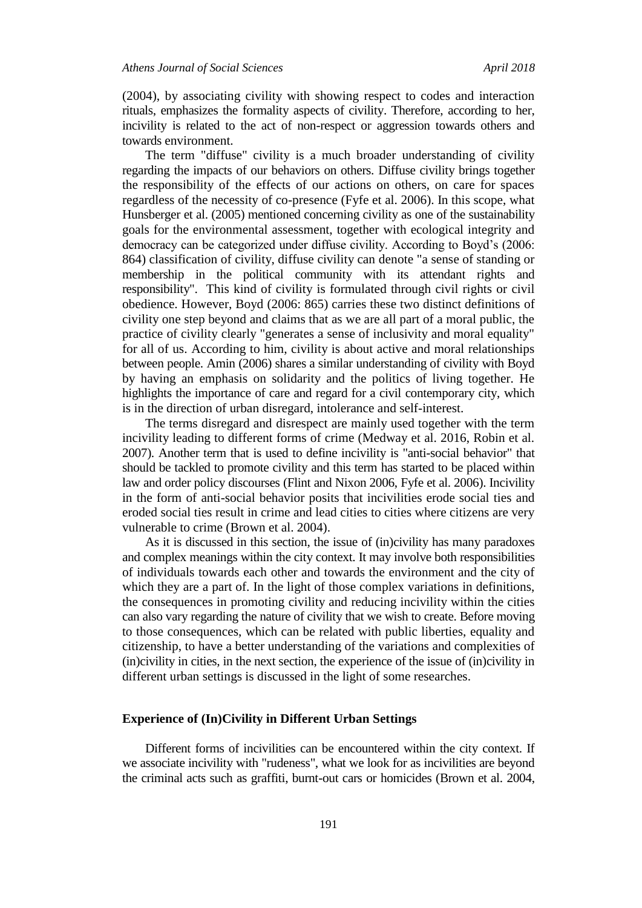(2004), by associating civility with showing respect to codes and interaction rituals, emphasizes the formality aspects of civility. Therefore, according to her, incivility is related to the act of non-respect or aggression towards others and towards environment.

The term "diffuse" civility is a much broader understanding of civility regarding the impacts of our behaviors on others. Diffuse civility brings together the responsibility of the effects of our actions on others, on care for spaces regardless of the necessity of co-presence (Fyfe et al. 2006). In this scope, what Hunsberger et al. (2005) mentioned concerning civility as one of the sustainability goals for the environmental assessment, together with ecological integrity and democracy can be categorized under diffuse civility. According to Boyd's (2006: 864) classification of civility, diffuse civility can denote "a sense of standing or membership in the political community with its attendant rights and responsibility". This kind of civility is formulated through civil rights or civil obedience. However, Boyd (2006: 865) carries these two distinct definitions of civility one step beyond and claims that as we are all part of a moral public, the practice of civility clearly "generates a sense of inclusivity and moral equality" for all of us. According to him, civility is about active and moral relationships between people. Amin (2006) shares a similar understanding of civility with Boyd by having an emphasis on solidarity and the politics of living together. He highlights the importance of care and regard for a civil contemporary city, which is in the direction of urban disregard, intolerance and self-interest.

The terms disregard and disrespect are mainly used together with the term incivility leading to different forms of crime (Medway et al. 2016, Robin et al. 2007). Another term that is used to define incivility is "anti-social behavior" that should be tackled to promote civility and this term has started to be placed within law and order policy discourses (Flint and Nixon 2006, Fyfe et al. 2006). Incivility in the form of anti-social behavior posits that incivilities erode social ties and eroded social ties result in crime and lead cities to cities where citizens are very vulnerable to crime (Brown et al. 2004).

As it is discussed in this section, the issue of (in)civility has many paradoxes and complex meanings within the city context. It may involve both responsibilities of individuals towards each other and towards the environment and the city of which they are a part of. In the light of those complex variations in definitions, the consequences in promoting civility and reducing incivility within the cities can also vary regarding the nature of civility that we wish to create. Before moving to those consequences, which can be related with public liberties, equality and citizenship, to have a better understanding of the variations and complexities of (in)civility in cities, in the next section, the experience of the issue of (in)civility in different urban settings is discussed in the light of some researches.

## Experience of (In)Civility in Different Urban Settings

Different forms of incivilities can be encountered within the city context. If we associate incivility with "rudeness", what we look for as incivilities are beyond the criminal acts such as graffiti, burnt-out cars or homicides (Brown et al. 2004,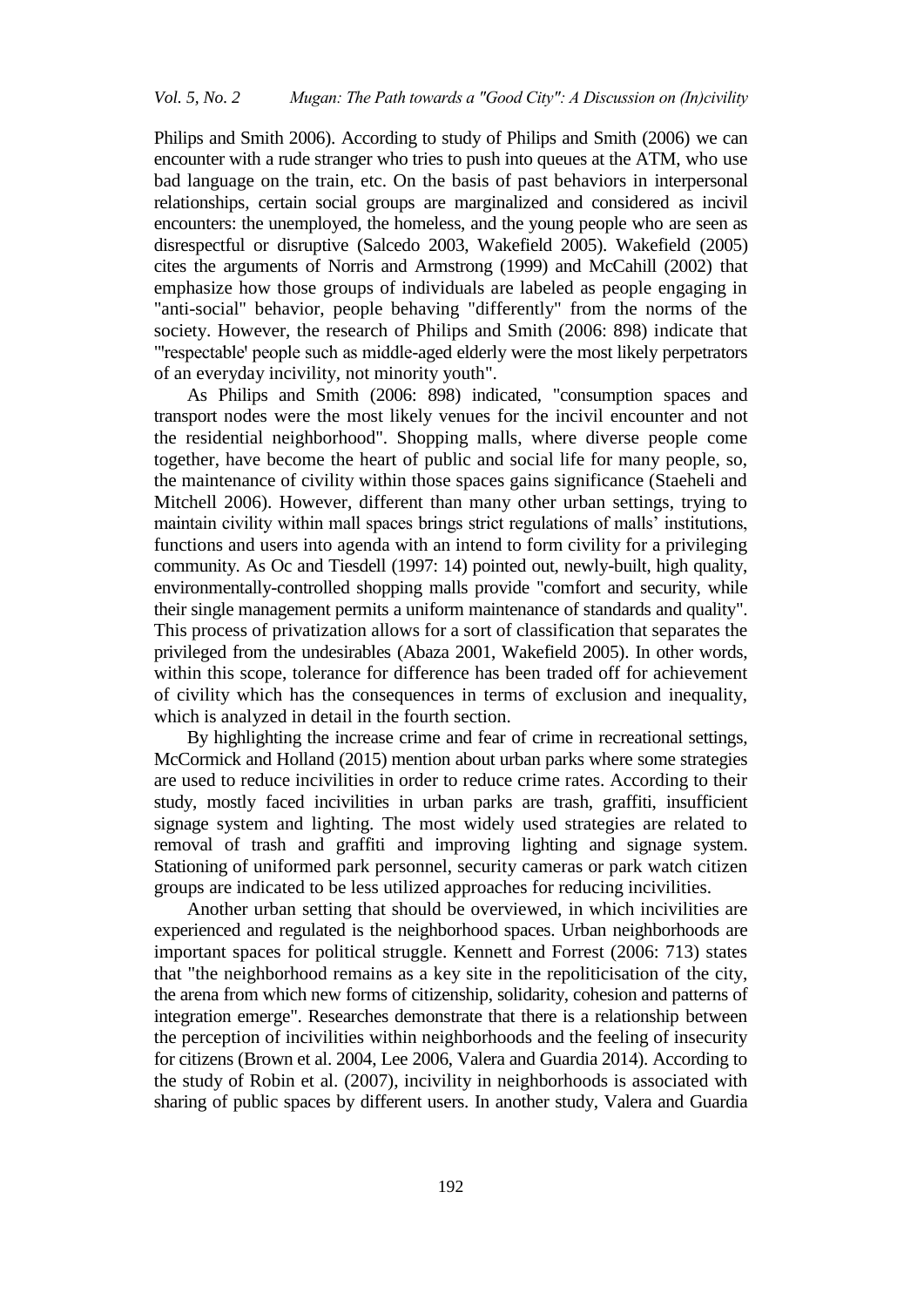Philips and Smith 2006). According to study of Philips and Smith (2006) we can encounter with a rude stranger who tries to push into queues at the ATM, who use bad language on the train, etc. On the basis of past behaviors in interpersonal relationships, certain social groups are marginalized and considered as incivil encounters: the unemployed, the homeless, and the young people who are seen as disrespectful or disruptive (Salcedo 2003, Wakefield 2005). Wakefield (2005) cites the arguments of Norris and Armstrong (1999) and McCahill (2002) that emphasize how those groups of individuals are labeled as people engaging in "anti-social" behavior, people behaving "differently" from the norms of the society. However, the research of Philips and Smith (2006: 898) indicate that "'respectable' people such as middle-aged elderly were the most likely perpetrators of an everyday incivility, not minority youth".

As Philips and Smith (2006: 898) indicated, "consumption spaces and transport nodes were the most likely venues for the incivil encounter and not the residential neighborhood". Shopping malls, where diverse people come together, have become the heart of public and social life for many people, so, the maintenance of civility within those spaces gains significance (Staeheli and Mitchell 2006). However, different than many other urban settings, trying to maintain civility within mall spaces brings strict regulations of malls' institutions, functions and users into agenda with an intend to form civility for a privileging community. As Oc and Tiesdell (1997: 14) pointed out, newly-built, high quality, environmentally-controlled shopping malls provide "comfort and security, while their single management permits a uniform maintenance of standards and quality". This process of privatization allows for a sort of classification that separates the privileged from the undesirables (Abaza 2001, Wakefield 2005). In other words, within this scope, tolerance for difference has been traded off for achievement of civility which has the consequences in terms of exclusion and inequality, which is analyzed in detail in the fourth section.

By highlighting the increase crime and fear of crime in recreational settings, McCormick and Holland (2015) mention about urban parks where some strategies are used to reduce incivilities in order to reduce crime rates. According to their study, mostly faced incivilities in urban parks are trash, graffiti, insufficient signage system and lighting. The most widely used strategies are related to removal of trash and graffiti and improving lighting and signage system. Stationing of uniformed park personnel, security cameras or park watch citizen groups are indicated to be less utilized approaches for reducing incivilities.

Another urban setting that should be overviewed, in which incivilities are experienced and regulated is the neighborhood spaces. Urban neighborhoods are important spaces for political struggle. Kennett and Forrest (2006: 713) states that "the neighborhood remains as a key site in the repoliticisation of the city, the arena from which new forms of citizenship, solidarity, cohesion and patterns of integration emerge". Researches demonstrate that there is a relationship between the perception of incivilities within neighborhoods and the feeling of insecurity for citizens (Brown et al. 2004, Lee 2006, Valera and Guardia 2014). According to the study of Robin et al. (2007), incivility in neighborhoods is associated with sharing of public spaces by different users. In another study, Valera and Guardia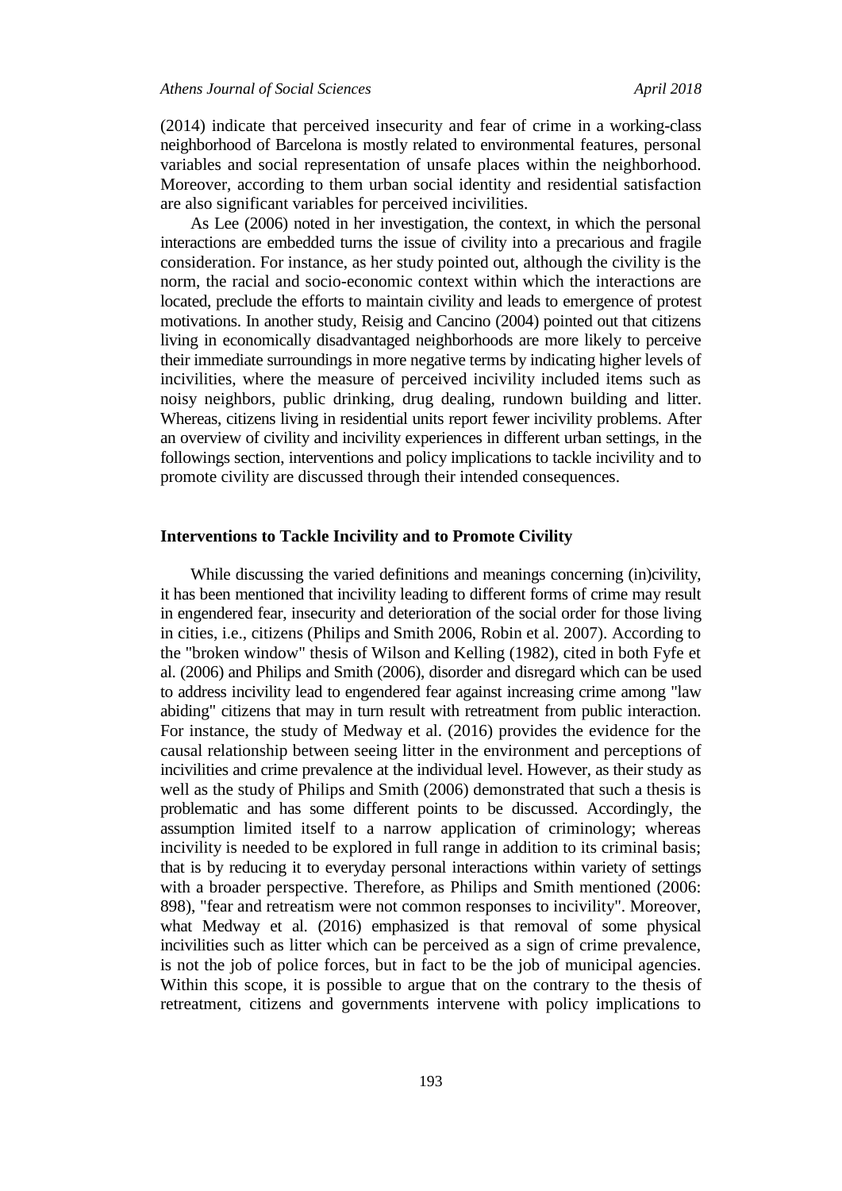(2014) indicate that perceived insecurity and fear of crime in a working-class neighborhood of Barcelona is mostly related to environmental features, personal variables and social representation of unsafe places within the neighborhood. Moreover, according to them urban social identity and residential satisfaction are also significant variables for perceived incivilities.

As Lee (2006) noted in her investigation, the context, in which the personal interactions are embedded turns the issue of civility into a precarious and fragile consideration. For instance, as her study pointed out, although the civility is the norm, the racial and socio-economic context within which the interactions are located, preclude the efforts to maintain civility and leads to emergence of protest motivations. In another study, Reisig and Cancino (2004) pointed out that citizens living in economically disadvantaged neighborhoods are more likely to perceive their immediate surroundings in more negative terms by indicating higher levels of incivilities, where the measure of perceived incivility included items such as noisy neighbors, public drinking, drug dealing, rundown building and litter. Whereas, citizens living in residential units report fewer incivility problems. After an overview of civility and incivility experiences in different urban settings, in the followings section, interventions and policy implications to tackle incivility and to promote civility are discussed through their intended consequences.

## Interventions to Tackle Incivility and to Promote Civility

While discussing the varied definitions and meanings concerning (in)civility, it has been mentioned that incivility leading to different forms of crime may result in engendered fear, insecurity and deterioration of the social order for those living in cities, i.e., citizens (Philips and Smith 2006, Robin et al. 2007). According to the "broken window" thesis of Wilson and Kelling (1982), cited in both Fyfe et al. (2006) and Philips and Smith (2006), disorder and disregard which can be used to address incivility lead to engendered fear against increasing crime among "law abiding" citizens that may in turn result with retreatment from public interaction. For instance, the study of Medway et al. (2016) provides the evidence for the causal relationship between seeing litter in the environment and perceptions of incivilities and crime prevalence at the individual level. However, as their study as well as the study of Philips and Smith (2006) demonstrated that such a thesis is problematic and has some different points to be discussed. Accordingly, the assumption limited itself to a narrow application of criminology; whereas incivility is needed to be explored in full range in addition to its criminal basis; that is by reducing it to everyday personal interactions within variety of settings with a broader perspective. Therefore, as Philips and Smith mentioned (2006: 898), "fear and retreatism were not common responses to incivility". Moreover, what Medway et al. (2016) emphasized is that removal of some physical incivilities such as litter which can be perceived as a sign of crime prevalence, is not the job of police forces, but in fact to be the job of municipal agencies. Within this scope, it is possible to argue that on the contrary to the thesis of retreatment, citizens and governments intervene with policy implications to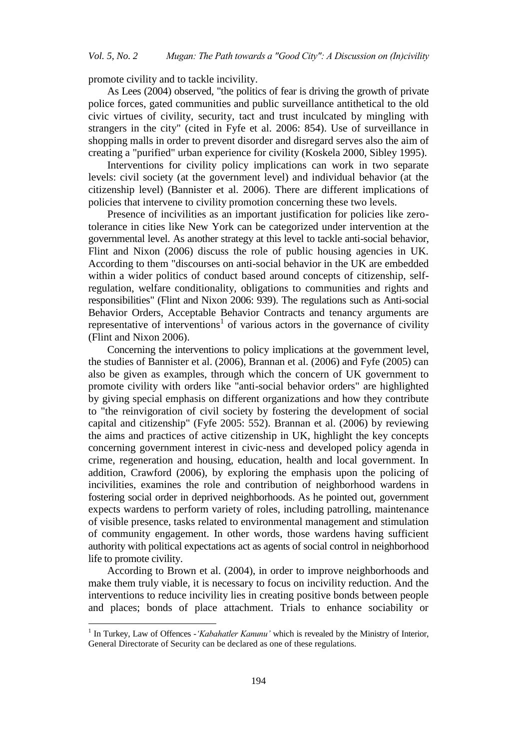promote civility and to tackle incivility.

As Lees (2004) observed, "the politics of fear is driving the growth of private police forces, gated communities and public surveillance antithetical to the old civic virtues of civility, security, tact and trust inculcated by mingling with strangers in the city" (cited in Fyfe et al. 2006: 854). Use of surveillance in shopping malls in order to prevent disorder and disregard serves also the aim of creating a "purified" urban experience for civility (Koskela 2000, Sibley 1995).

Interventions for civility policy implications can work in two separate levels: civil society (at the government level) and individual behavior (at the citizenship level) (Bannister et al. 2006). There are different implications of policies that intervene to civility promotion concerning these two levels.

Presence of incivilities as an important justification for policies like zero-tolerance in cities like New York can be categorized under intervention at the governmental level. As another strategy at this level to tackle anti-social behavior, Flint and Nixon (2006) discuss the role of public housing agencies in UK. According to them "discourses on anti-social behavior in the UK are embedded within a wider politics of conduct based around concepts of citizenship, self-regulation, welfare conditionality, obligations to communities and rights and responsibilities" (Flint and Nixon 2006: 939). The regulations such as Anti-social Behavior Orders, Acceptable Behavior Contracts and tenancy arguments are representative of interventions[1] of various actors in the governance of civility (Flint and Nixon 2006).

Concerning the interventions to policy implications at the government level, the studies of Bannister et al. (2006), Brannan et al. (2006) and Fyfe (2005) can also be given as examples, through which the concern of UK government to promote civility with orders like "anti-social behavior orders" are highlighted by giving special emphasis on different organizations and how they contribute to "the reinvigoration of civil society by fostering the development of social capital and citizenship" (Fyfe 2005: 552). Brannan et al. (2006) by reviewing the aims and practices of active citizenship in UK, highlight the key concepts concerning government interest in civic-ness and developed policy agenda in crime, regeneration and housing, education, health and local government. In addition, Crawford (2006), by exploring the emphasis upon the policing of incivilities, examines the role and contribution of neighborhood wardens in fostering social order in deprived neighborhoods. As he pointed out, government expects wardens to perform variety of roles, including patrolling, maintenance of visible presence, tasks related to environmental management and stimulation of community engagement. In other words, those wardens having sufficient authority with political expectations act as agents of social control in neighborhood life to promote civility.

According to Brown et al. (2004), in order to improve neighborhoods and make them truly viable, it is necessary to focus on incivility reduction. And the interventions to reduce incivility lies in creating positive bonds between people and places; bonds of place attachment. Trials to enhance sociability or

---

[1] In Turkey, Law of Offences -*'Kabahatler Kanunu'* which is revealed by the Ministry of Interior, General Directorate of Security can be declared as one of these regulations.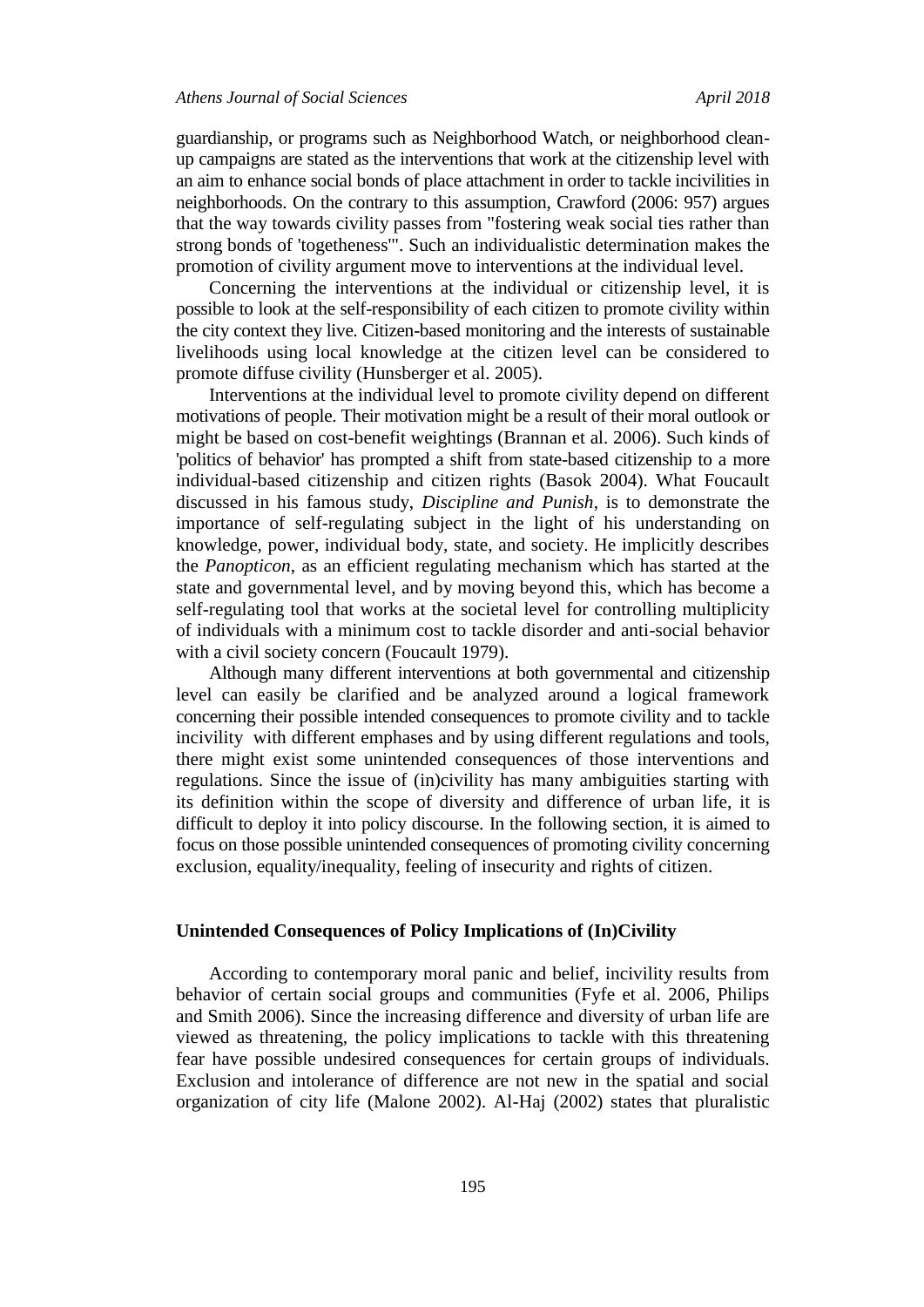guardianship, or programs such as Neighborhood Watch, or neighborhood clean-up campaigns are stated as the interventions that work at the citizenship level with an aim to enhance social bonds of place attachment in order to tackle incivilities in neighborhoods. On the contrary to this assumption, Crawford (2006: 957) argues that the way towards civility passes from "fostering weak social ties rather than strong bonds of 'togetheness'". Such an individualistic determination makes the promotion of civility argument move to interventions at the individual level.

Concerning the interventions at the individual or citizenship level, it is possible to look at the self-responsibility of each citizen to promote civility within the city context they live. Citizen-based monitoring and the interests of sustainable livelihoods using local knowledge at the citizen level can be considered to promote diffuse civility (Hunsberger et al. 2005).

Interventions at the individual level to promote civility depend on different motivations of people. Their motivation might be a result of their moral outlook or might be based on cost-benefit weightings (Brannan et al. 2006). Such kinds of 'politics of behavior' has prompted a shift from state-based citizenship to a more individual-based citizenship and citizen rights (Basok 2004). What Foucault discussed in his famous study, *Discipline and Punish*, is to demonstrate the importance of self-regulating subject in the light of his understanding on knowledge, power, individual body, state, and society. He implicitly describes the *Panopticon*, as an efficient regulating mechanism which has started at the state and governmental level, and by moving beyond this, which has become a self-regulating tool that works at the societal level for controlling multiplicity of individuals with a minimum cost to tackle disorder and anti-social behavior with a civil society concern (Foucault 1979).

Although many different interventions at both governmental and citizenship level can easily be clarified and be analyzed around a logical framework concerning their possible intended consequences to promote civility and to tackle incivility with different emphases and by using different regulations and tools, there might exist some unintended consequences of those interventions and regulations. Since the issue of (in)civility has many ambiguities starting with its definition within the scope of diversity and difference of urban life, it is difficult to deploy it into policy discourse. In the following section, it is aimed to focus on those possible unintended consequences of promoting civility concerning exclusion, equality/inequality, feeling of insecurity and rights of citizen.

## Unintended Consequences of Policy Implications of (In)Civility

According to contemporary moral panic and belief, incivility results from behavior of certain social groups and communities (Fyfe et al. 2006, Philips and Smith 2006). Since the increasing difference and diversity of urban life are viewed as threatening, the policy implications to tackle with this threatening fear have possible undesired consequences for certain groups of individuals. Exclusion and intolerance of difference are not new in the spatial and social organization of city life (Malone 2002). Al-Haj (2002) states that pluralistic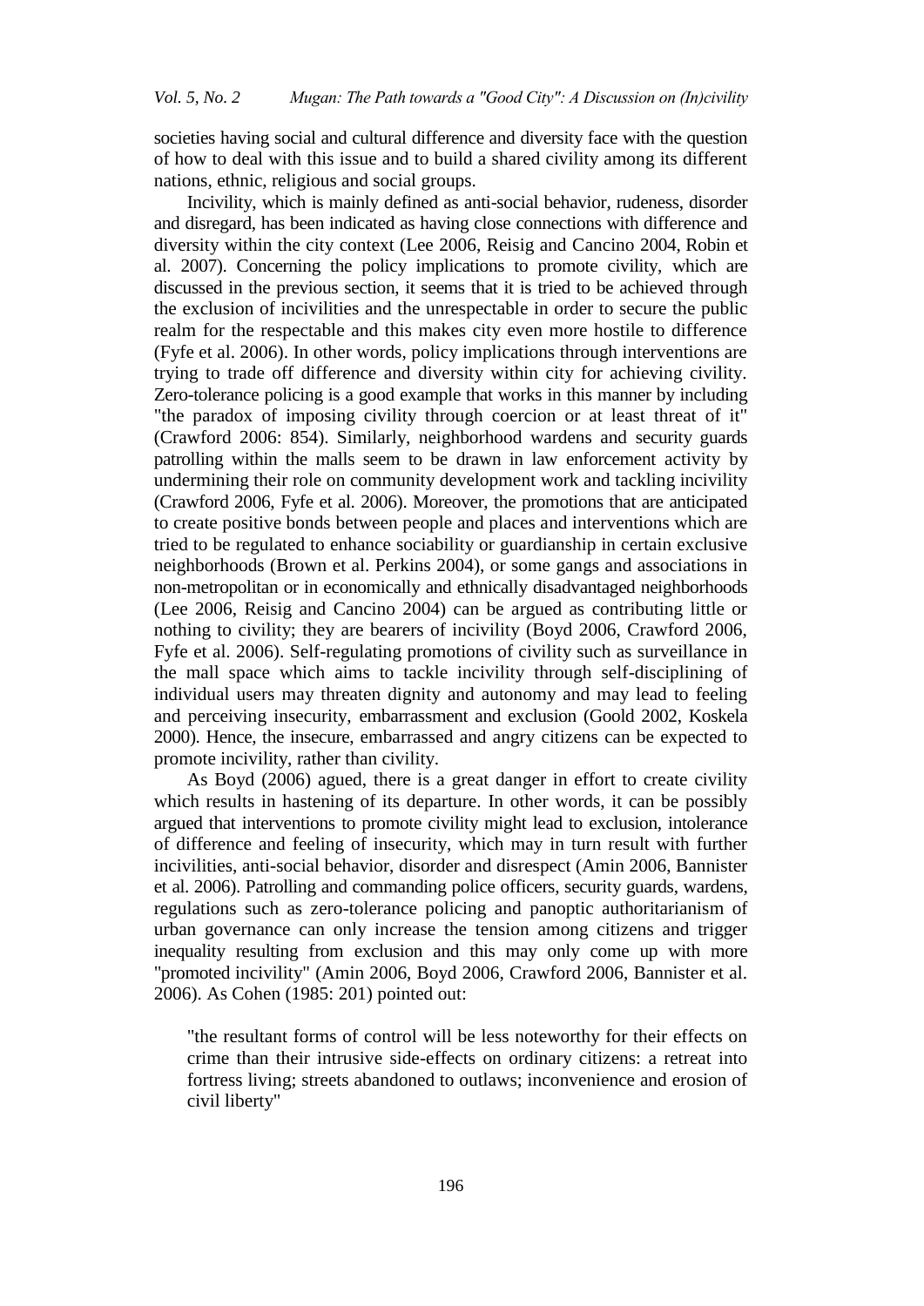societies having social and cultural difference and diversity face with the question of how to deal with this issue and to build a shared civility among its different nations, ethnic, religious and social groups.

Incivility, which is mainly defined as anti-social behavior, rudeness, disorder and disregard, has been indicated as having close connections with difference and diversity within the city context (Lee 2006, Reisig and Cancino 2004, Robin et al. 2007). Concerning the policy implications to promote civility, which are discussed in the previous section, it seems that it is tried to be achieved through the exclusion of incivilities and the unrespectable in order to secure the public realm for the respectable and this makes city even more hostile to difference (Fyfe et al. 2006). In other words, policy implications through interventions are trying to trade off difference and diversity within city for achieving civility. Zero-tolerance policing is a good example that works in this manner by including "the paradox of imposing civility through coercion or at least threat of it" (Crawford 2006: 854). Similarly, neighborhood wardens and security guards patrolling within the malls seem to be drawn in law enforcement activity by undermining their role on community development work and tackling incivility (Crawford 2006, Fyfe et al. 2006). Moreover, the promotions that are anticipated to create positive bonds between people and places and interventions which are tried to be regulated to enhance sociability or guardianship in certain exclusive neighborhoods (Brown et al. Perkins 2004), or some gangs and associations in non-metropolitan or in economically and ethnically disadvantaged neighborhoods (Lee 2006, Reisig and Cancino 2004) can be argued as contributing little or nothing to civility; they are bearers of incivility (Boyd 2006, Crawford 2006, Fyfe et al. 2006). Self-regulating promotions of civility such as surveillance in the mall space which aims to tackle incivility through self-disciplining of individual users may threaten dignity and autonomy and may lead to feeling and perceiving insecurity, embarrassment and exclusion (Goold 2002, Koskela 2000). Hence, the insecure, embarrassed and angry citizens can be expected to promote incivility, rather than civility.

As Boyd (2006) agued, there is a great danger in effort to create civility which results in hastening of its departure. In other words, it can be possibly argued that interventions to promote civility might lead to exclusion, intolerance of difference and feeling of insecurity, which may in turn result with further incivilities, anti-social behavior, disorder and disrespect (Amin 2006, Bannister et al. 2006). Patrolling and commanding police officers, security guards, wardens, regulations such as zero-tolerance policing and panoptic authoritarianism of urban governance can only increase the tension among citizens and trigger inequality resulting from exclusion and this may only come up with more "promoted incivility" (Amin 2006, Boyd 2006, Crawford 2006, Bannister et al. 2006). As Cohen (1985: 201) pointed out:

> "the resultant forms of control will be less noteworthy for their effects on crime than their intrusive side-effects on ordinary citizens: a retreat into fortress living; streets abandoned to outlaws; inconvenience and erosion of civil liberty"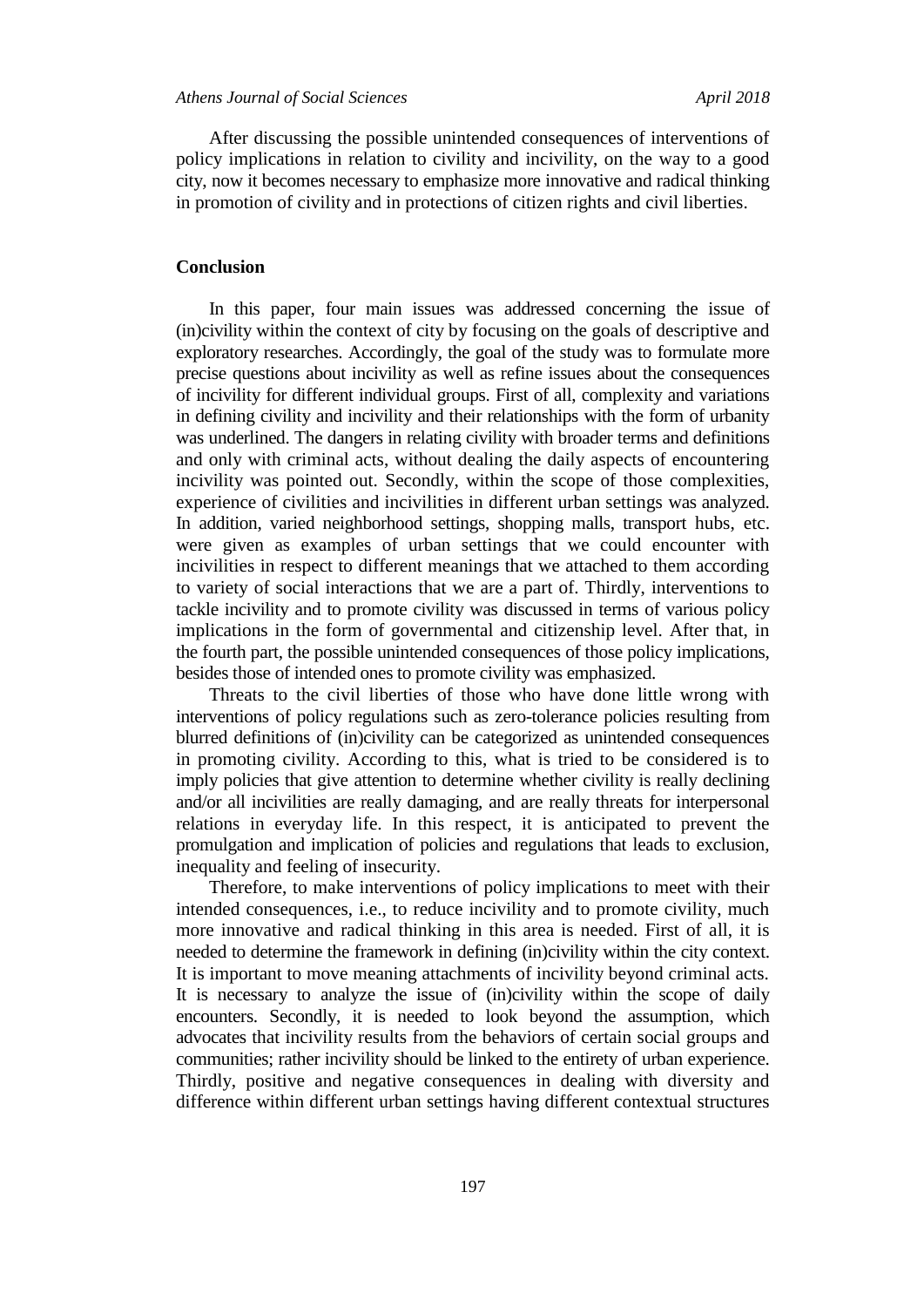After discussing the possible unintended consequences of interventions of policy implications in relation to civility and incivility, on the way to a good city, now it becomes necessary to emphasize more innovative and radical thinking in promotion of civility and in protections of citizen rights and civil liberties.

## Conclusion

In this paper, four main issues was addressed concerning the issue of (in)civility within the context of city by focusing on the goals of descriptive and exploratory researches. Accordingly, the goal of the study was to formulate more precise questions about incivility as well as refine issues about the consequences of incivility for different individual groups. First of all, complexity and variations in defining civility and incivility and their relationships with the form of urbanity was underlined. The dangers in relating civility with broader terms and definitions and only with criminal acts, without dealing the daily aspects of encountering incivility was pointed out. Secondly, within the scope of those complexities, experience of civilities and incivilities in different urban settings was analyzed. In addition, varied neighborhood settings, shopping malls, transport hubs, etc. were given as examples of urban settings that we could encounter with incivilities in respect to different meanings that we attached to them according to variety of social interactions that we are a part of. Thirdly, interventions to tackle incivility and to promote civility was discussed in terms of various policy implications in the form of governmental and citizenship level. After that, in the fourth part, the possible unintended consequences of those policy implications, besides those of intended ones to promote civility was emphasized.

Threats to the civil liberties of those who have done little wrong with interventions of policy regulations such as zero-tolerance policies resulting from blurred definitions of (in)civility can be categorized as unintended consequences in promoting civility. According to this, what is tried to be considered is to imply policies that give attention to determine whether civility is really declining and/or all incivilities are really damaging, and are really threats for interpersonal relations in everyday life. In this respect, it is anticipated to prevent the promulgation and implication of policies and regulations that leads to exclusion, inequality and feeling of insecurity.

Therefore, to make interventions of policy implications to meet with their intended consequences, i.e., to reduce incivility and to promote civility, much more innovative and radical thinking in this area is needed. First of all, it is needed to determine the framework in defining (in)civility within the city context. It is important to move meaning attachments of incivility beyond criminal acts. It is necessary to analyze the issue of (in)civility within the scope of daily encounters. Secondly, it is needed to look beyond the assumption, which advocates that incivility results from the behaviors of certain social groups and communities; rather incivility should be linked to the entirety of urban experience. Thirdly, positive and negative consequences in dealing with diversity and difference within different urban settings having different contextual structures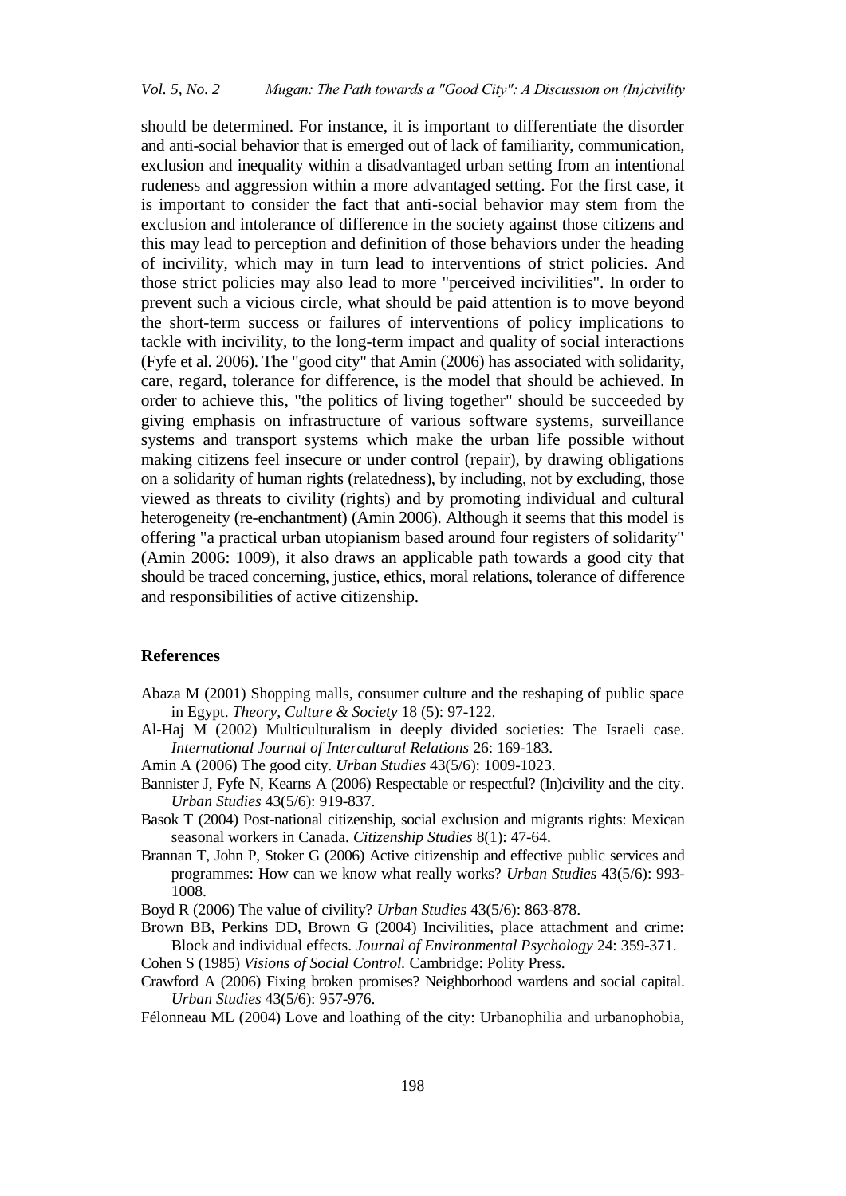should be determined. For instance, it is important to differentiate the disorder and anti-social behavior that is emerged out of lack of familiarity, communication, exclusion and inequality within a disadvantaged urban setting from an intentional rudeness and aggression within a more advantaged setting. For the first case, it is important to consider the fact that anti-social behavior may stem from the exclusion and intolerance of difference in the society against those citizens and this may lead to perception and definition of those behaviors under the heading of incivility, which may in turn lead to interventions of strict policies. And those strict policies may also lead to more "perceived incivilities". In order to prevent such a vicious circle, what should be paid attention is to move beyond the short-term success or failures of interventions of policy implications to tackle with incivility, to the long-term impact and quality of social interactions (Fyfe et al. 2006). The "good city" that Amin (2006) has associated with solidarity, care, regard, tolerance for difference, is the model that should be achieved. In order to achieve this, "the politics of living together" should be succeeded by giving emphasis on infrastructure of various software systems, surveillance systems and transport systems which make the urban life possible without making citizens feel insecure or under control (repair), by drawing obligations on a solidarity of human rights (relatedness), by including, not by excluding, those viewed as threats to civility (rights) and by promoting individual and cultural heterogeneity (re-enchantment) (Amin 2006). Although it seems that this model is offering "a practical urban utopianism based around four registers of solidarity" (Amin 2006: 1009), it also draws an applicable path towards a good city that should be traced concerning, justice, ethics, moral relations, tolerance of difference and responsibilities of active citizenship.

## References

Abaza M (2001) Shopping malls, consumer culture and the reshaping of public space in Egypt. *Theory, Culture & Society* 18 (5): 97-122.

Al-Haj M (2002) Multiculturalism in deeply divided societies: The Israeli case. *International Journal of Intercultural Relations* 26: 169-183.

Amin A (2006) The good city. *Urban Studies* 43(5/6): 1009-1023.

Bannister J, Fyfe N, Kearns A (2006) Respectable or respectful? (In)civility and the city. *Urban Studies* 43(5/6): 919-837.

Basok T (2004) Post-national citizenship, social exclusion and migrants rights: Mexican seasonal workers in Canada. *Citizenship Studies* 8(1): 47-64.

Brannan T, John P, Stoker G (2006) Active citizenship and effective public services and programmes: How can we know what really works? *Urban Studies* 43(5/6): 993-1008.

Boyd R (2006) The value of civility? *Urban Studies* 43(5/6): 863-878.

Brown BB, Perkins DD, Brown G (2004) Incivilities, place attachment and crime: Block and individual effects. *Journal of Environmental Psychology* 24: 359-371.

Cohen S (1985) *Visions of Social Control.* Cambridge: Polity Press.

Crawford A (2006) Fixing broken promises? Neighborhood wardens and social capital. *Urban Studies* 43(5/6): 957-976.

Félonneau ML (2004) Love and loathing of the city: Urbanophilia and urbanophobia,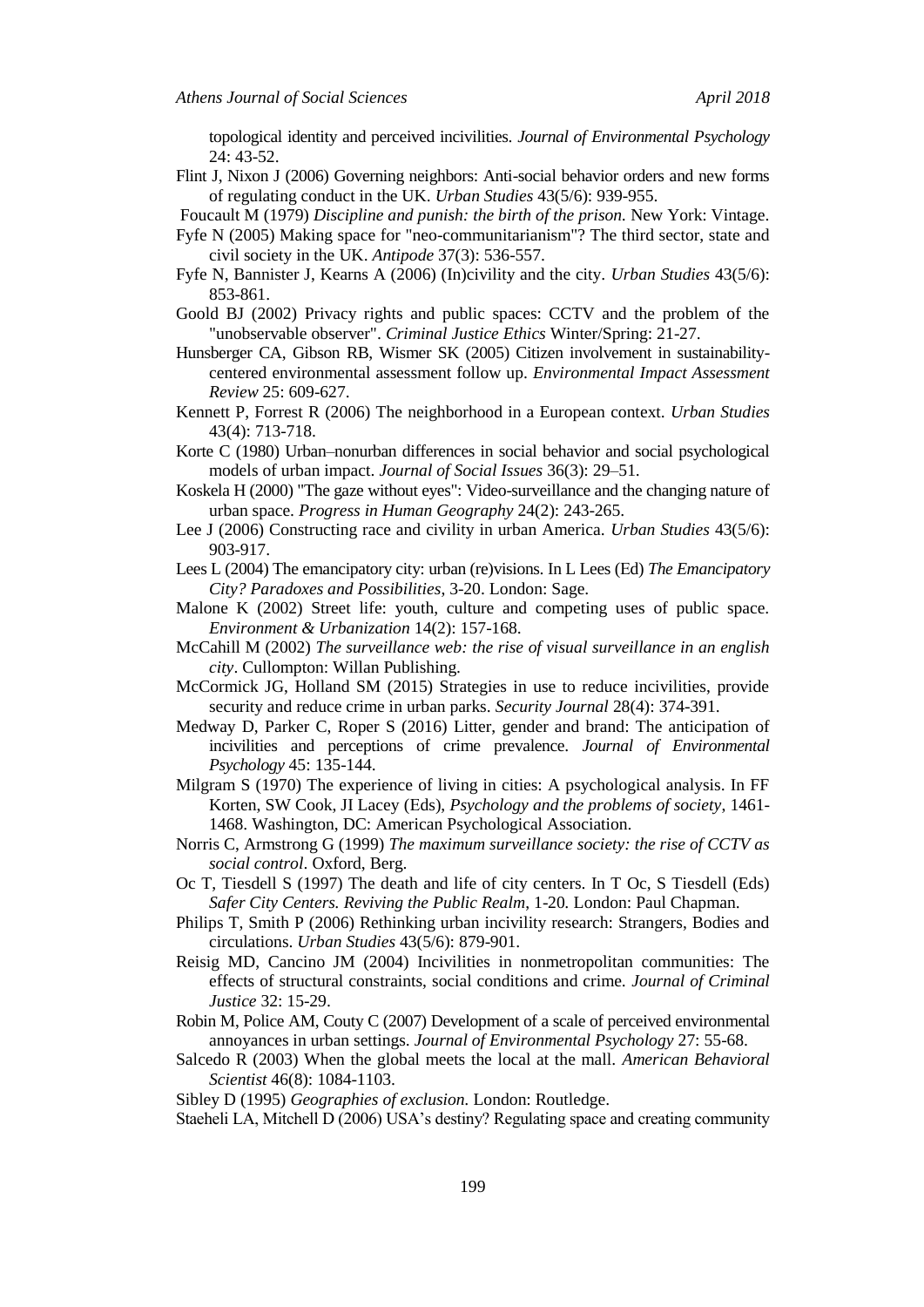topological identity and perceived incivilities. *Journal of Environmental Psychology* 24: 43-52.

Flint J, Nixon J (2006) Governing neighbors: Anti-social behavior orders and new forms of regulating conduct in the UK. *Urban Studies* 43(5/6): 939-955.

Foucault M (1979) *Discipline and punish: the birth of the prison.* New York: Vintage.

Fyfe N (2005) Making space for "neo-communitarianism"? The third sector, state and civil society in the UK. *Antipode* 37(3): 536-557.

Fyfe N, Bannister J, Kearns A (2006) (In)civility and the city. *Urban Studies* 43(5/6): 853-861.

Goold BJ (2002) Privacy rights and public spaces: CCTV and the problem of the "unobservable observer". *Criminal Justice Ethics* Winter/Spring: 21-27.

Hunsberger CA, Gibson RB, Wismer SK (2005) Citizen involvement in sustainability-centered environmental assessment follow up. *Environmental Impact Assessment Review* 25: 609-627.

Kennett P, Forrest R (2006) The neighborhood in a European context. *Urban Studies* 43(4): 713-718.

Korte C (1980) Urban–nonurban differences in social behavior and social psychological models of urban impact. *Journal of Social Issues* 36(3): 29–51.

Koskela H (2000) "The gaze without eyes": Video-surveillance and the changing nature of urban space. *Progress in Human Geography* 24(2): 243-265.

Lee J (2006) Constructing race and civility in urban America. *Urban Studies* 43(5/6): 903-917.

Lees L (2004) The emancipatory city: urban (re)visions. In L Lees (Ed) *The Emancipatory City? Paradoxes and Possibilities*, 3-20. London: Sage.

Malone K (2002) Street life: youth, culture and competing uses of public space. *Environment & Urbanization* 14(2): 157-168.

McCahill M (2002) *The surveillance web: the rise of visual surveillance in an english city*. Cullompton: Willan Publishing.

McCormick JG, Holland SM (2015) Strategies in use to reduce incivilities, provide security and reduce crime in urban parks. *Security Journal* 28(4): 374-391.

Medway D, Parker C, Roper S (2016) Litter, gender and brand: The anticipation of incivilities and perceptions of crime prevalence. *Journal of Environmental Psychology* 45: 135-144.

Milgram S (1970) The experience of living in cities: A psychological analysis. In FF Korten, SW Cook, JI Lacey (Eds), *Psychology and the problems of society*, 1461-1468. Washington, DC: American Psychological Association.

Norris C, Armstrong G (1999) *The maximum surveillance society: the rise of CCTV as social control*. Oxford, Berg.

Oc T, Tiesdell S (1997) The death and life of city centers. In T Oc, S Tiesdell (Eds) *Safer City Centers. Reviving the Public Realm*, 1-20. London: Paul Chapman.

Philips T, Smith P (2006) Rethinking urban incivility research: Strangers, Bodies and circulations. *Urban Studies* 43(5/6): 879-901.

Reisig MD, Cancino JM (2004) Incivilities in nonmetropolitan communities: The effects of structural constraints, social conditions and crime. *Journal of Criminal Justice* 32: 15-29.

Robin M, Police AM, Couty C (2007) Development of a scale of perceived environmental annoyances in urban settings. *Journal of Environmental Psychology* 27: 55-68.

Salcedo R (2003) When the global meets the local at the mall. *American Behavioral Scientist* 46(8): 1084-1103.

Sibley D (1995) *Geographies of exclusion*. London: Routledge.

Staeheli LA, Mitchell D (2006) USA's destiny? Regulating space and creating community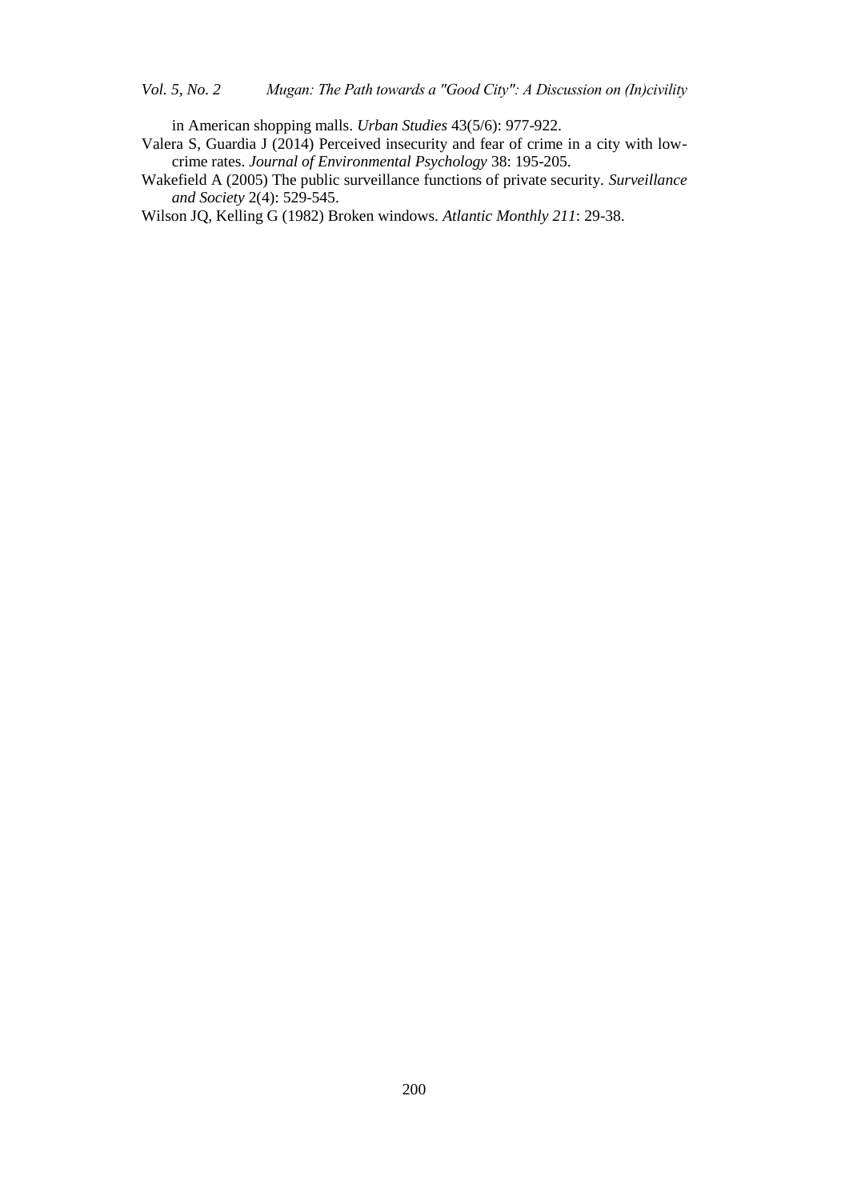in American shopping malls. *Urban Studies* 43(5/6): 977-922.

Valera S, Guardia J (2014) Perceived insecurity and fear of crime in a city with low-crime rates. *Journal of Environmental Psychology* 38: 195-205.

Wakefield A (2005) The public surveillance functions of private security. *Surveillance and Society* 2(4): 529-545.

Wilson JQ, Kelling G (1982) Broken windows. *Atlantic Monthly 211*: 29-38.